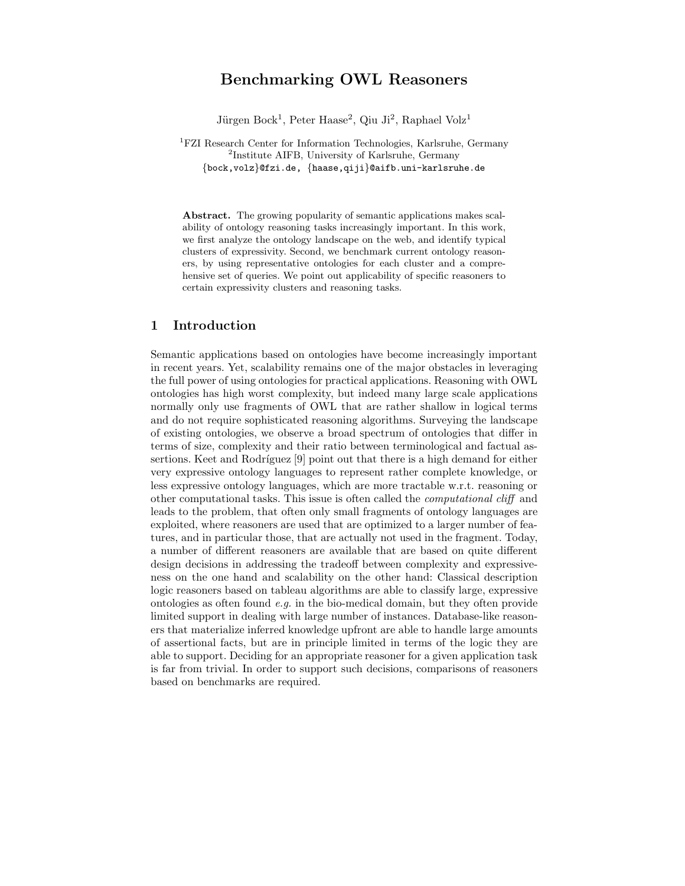# Benchmarking OWL Reasoners

Jürgen Bock[1], Peter Haase[2], Qiu Ji[2], Raphael Volz[1]

[1]FZI Research Center for Information Technologies, Karlsruhe, Germany
[2]Institute AIFB, University of Karlsruhe, Germany
{bock,volz}@fzi.de, {haase,qiji}@aifb.uni-karlsruhe.de

**Abstract.** The growing popularity of semantic applications makes scalability of ontology reasoning tasks increasingly important. In this work, we first analyze the ontology landscape on the web, and identify typical clusters of expressivity. Second, we benchmark current ontology reasoners, by using representative ontologies for each cluster and a comprehensive set of queries. We point out applicability of specific reasoners to certain expressivity clusters and reasoning tasks.

## 1 Introduction

Semantic applications based on ontologies have become increasingly important in recent years. Yet, scalability remains one of the major obstacles in leveraging the full power of using ontologies for practical applications. Reasoning with OWL ontologies has high worst complexity, but indeed many large scale applications normally only use fragments of OWL that are rather shallow in logical terms and do not require sophisticated reasoning algorithms. Surveying the landscape of existing ontologies, we observe a broad spectrum of ontologies that differ in terms of size, complexity and their ratio between terminological and factual assertions. Keet and Rodríguez [9] point out that there is a high demand for either very expressive ontology languages to represent rather complete knowledge, or less expressive ontology languages, which are more tractable w.r.t. reasoning or other computational tasks. This issue is often called the *computational cliff* and leads to the problem, that often only small fragments of ontology languages are exploited, where reasoners are used that are optimized to a larger number of features, and in particular those, that are actually not used in the fragment. Today, a number of different reasoners are available that are based on quite different design decisions in addressing the tradeoff between complexity and expressiveness on the one hand and scalability on the other hand: Classical description logic reasoners based on tableau algorithms are able to classify large, expressive ontologies as often found *e.g.* in the bio-medical domain, but they often provide limited support in dealing with large number of instances. Database-like reasoners that materialize inferred knowledge upfront are able to handle large amounts of assertional facts, but are in principle limited in terms of the logic they are able to support. Deciding for an appropriate reasoner for a given application task is far from trivial. In order to support such decisions, comparisons of reasoners based on benchmarks are required.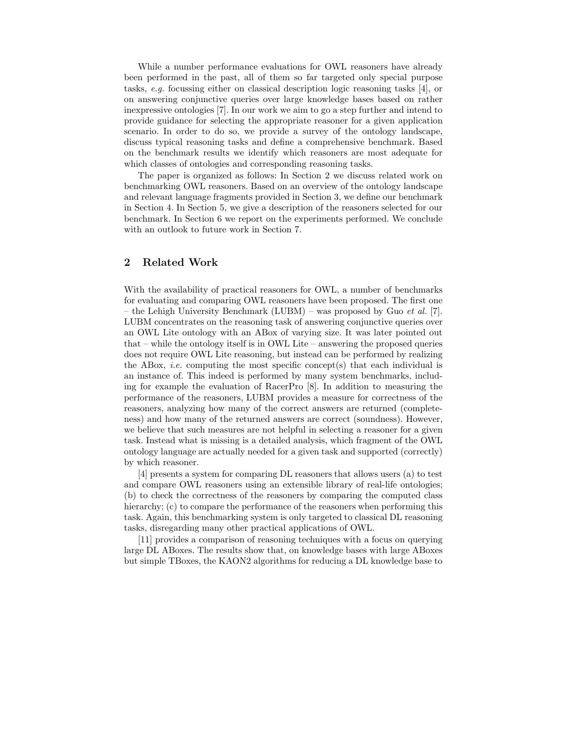While a number performance evaluations for OWL reasoners have already been performed in the past, all of them so far targeted only special purpose tasks, *e.g.* focussing either on classical description logic reasoning tasks [4], or on answering conjunctive queries over large knowledge bases based on rather inexpressive ontologies [7]. In our work we aim to go a step further and intend to provide guidance for selecting the appropriate reasoner for a given application scenario. In order to do so, we provide a survey of the ontology landscape, discuss typical reasoning tasks and define a comprehensive benchmark. Based on the benchmark results we identify which reasoners are most adequate for which classes of ontologies and corresponding reasoning tasks.

The paper is organized as follows: In Section 2 we discuss related work on benchmarking OWL reasoners. Based on an overview of the ontology landscape and relevant language fragments provided in Section 3, we define our benchmark in Section 4. In Section 5, we give a description of the reasoners selected for our benchmark. In Section 6 we report on the experiments performed. We conclude with an outlook to future work in Section 7.

## 2 Related Work

With the availability of practical reasoners for OWL, a number of benchmarks for evaluating and comparing OWL reasoners have been proposed. The first one – the Lehigh University Benchmark (LUBM) – was proposed by Guo *et al.* [7]. LUBM concentrates on the reasoning task of answering conjunctive queries over an OWL Lite ontology with an ABox of varying size. It was later pointed out that – while the ontology itself is in OWL Lite – answering the proposed queries does not require OWL Lite reasoning, but instead can be performed by realizing the ABox, *i.e.* computing the most specific concept(s) that each individual is an instance of. This indeed is performed by many system benchmarks, including for example the evaluation of RacerPro [8]. In addition to measuring the performance of the reasoners, LUBM provides a measure for correctness of the reasoners, analyzing how many of the correct answers are returned (completeness) and how many of the returned answers are correct (soundness). However, we believe that such measures are not helpful in selecting a reasoner for a given task. Instead what is missing is a detailed analysis, which fragment of the OWL ontology language are actually needed for a given task and supported (correctly) by which reasoner.

[4] presents a system for comparing DL reasoners that allows users (a) to test and compare OWL reasoners using an extensible library of real-life ontologies; (b) to check the correctness of the reasoners by comparing the computed class hierarchy; (c) to compare the performance of the reasoners when performing this task. Again, this benchmarking system is only targeted to classical DL reasoning tasks, disregarding many other practical applications of OWL.

[11] provides a comparison of reasoning techniques with a focus on querying large DL ABoxes. The results show that, on knowledge bases with large ABoxes but simple TBoxes, the KAON2 algorithms for reducing a DL knowledge base to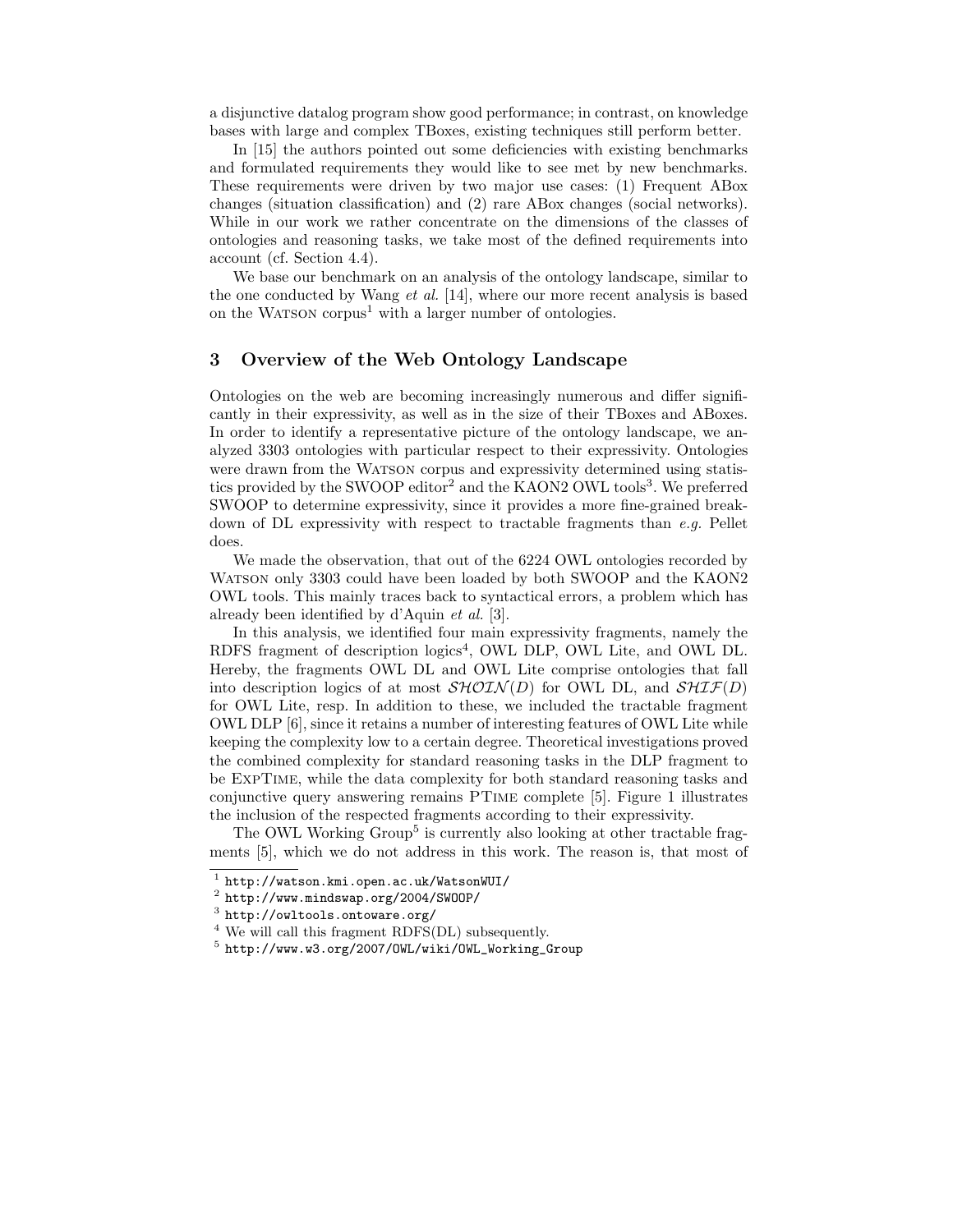a disjunctive datalog program show good performance; in contrast, on knowledge bases with large and complex TBoxes, existing techniques still perform better.

In [15] the authors pointed out some deficiencies with existing benchmarks and formulated requirements they would like to see met by new benchmarks. These requirements were driven by two major use cases: (1) Frequent ABox changes (situation classification) and (2) rare ABox changes (social networks). While in our work we rather concentrate on the dimensions of the classes of ontologies and reasoning tasks, we take most of the defined requirements into account (cf. Section 4.4).

We base our benchmark on an analysis of the ontology landscape, similar to the one conducted by Wang *et al.* [14], where our more recent analysis is based on the WATSON corpus[1] with a larger number of ontologies.

## 3 Overview of the Web Ontology Landscape

Ontologies on the web are becoming increasingly numerous and differ significantly in their expressivity, as well as in the size of their TBoxes and ABoxes. In order to identify a representative picture of the ontology landscape, we analyzed 3303 ontologies with particular respect to their expressivity. Ontologies were drawn from the WATSON corpus and expressivity determined using statistics provided by the SWOOP editor[2] and the KAON2 OWL tools[3]. We preferred SWOOP to determine expressivity, since it provides a more fine-grained breakdown of DL expressivity with respect to tractable fragments than *e.g.* Pellet does.

We made the observation, that out of the 6224 OWL ontologies recorded by WATSON only 3303 could have been loaded by both SWOOP and the KAON2 OWL tools. This mainly traces back to syntactical errors, a problem which has already been identified by d'Aquin *et al.* [3].

In this analysis, we identified four main expressivity fragments, namely the RDFS fragment of description logics[4], OWL DLP, OWL Lite, and OWL DL. Hereby, the fragments OWL DL and OWL Lite comprise ontologies that fall into description logics of at most $\mathcal{SHOIN}(D)$ for OWL DL, and $\mathcal{SHIF}(D)$ for OWL Lite, resp. In addition to these, we included the tractable fragment OWL DLP [6], since it retains a number of interesting features of OWL Lite while keeping the complexity low to a certain degree. Theoretical investigations proved the combined complexity for standard reasoning tasks in the DLP fragment to be EXPTIME, while the data complexity for both standard reasoning tasks and conjunctive query answering remains PTIME complete [5]. Figure 1 illustrates the inclusion of the respected fragments according to their expressivity.

The OWL Working Group[5] is currently also looking at other tractable fragments [5], which we do not address in this work. The reason is, that most of

[1] http://watson.kmi.open.ac.uk/WatsonWUI/

[2] http://www.mindswap.org/2004/SWOOP/

[3] http://owltools.ontoware.org/

[4] We will call this fragment RDFS(DL) subsequently.

[5] http://www.w3.org/2007/OWL/wiki/OWL_Working_Group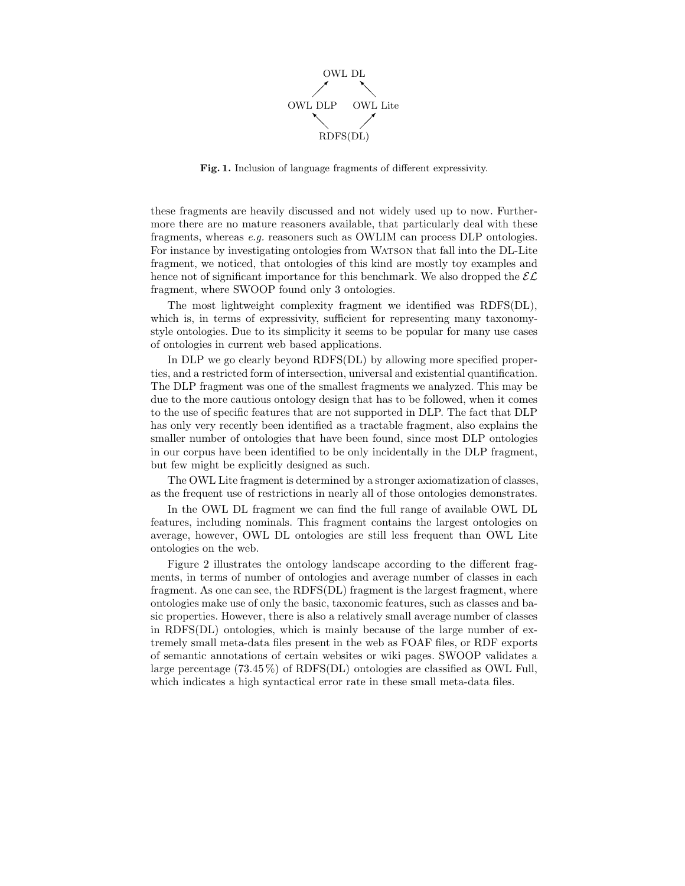OWL DL

OWL DLP    OWL Lite

RDFS(DL)

**Fig. 1.** Inclusion of language fragments of different expressivity.

these fragments are heavily discussed and not widely used up to now. Furthermore there are no mature reasoners available, that particularly deal with these fragments, whereas *e.g.* reasoners such as OWLIM can process DLP ontologies. For instance by investigating ontologies from WATSON that fall into the DL-Lite fragment, we noticed, that ontologies of this kind are mostly toy examples and hence not of significant importance for this benchmark. We also dropped the $\mathcal{EL}$ fragment, where SWOOP found only 3 ontologies.

The most lightweight complexity fragment we identified was RDFS(DL), which is, in terms of expressivity, sufficient for representing many taxonomy-style ontologies. Due to its simplicity it seems to be popular for many use cases of ontologies in current web based applications.

In DLP we go clearly beyond RDFS(DL) by allowing more specified properties, and a restricted form of intersection, universal and existential quantification. The DLP fragment was one of the smallest fragments we analyzed. This may be due to the more cautious ontology design that has to be followed, when it comes to the use of specific features that are not supported in DLP. The fact that DLP has only very recently been identified as a tractable fragment, also explains the smaller number of ontologies that have been found, since most DLP ontologies in our corpus have been identified to be only incidentally in the DLP fragment, but few might be explicitly designed as such.

The OWL Lite fragment is determined by a stronger axiomatization of classes, as the frequent use of restrictions in nearly all of those ontologies demonstrates.

In the OWL DL fragment we can find the full range of available OWL DL features, including nominals. This fragment contains the largest ontologies on average, however, OWL DL ontologies are still less frequent than OWL Lite ontologies on the web.

Figure 2 illustrates the ontology landscape according to the different fragments, in terms of number of ontologies and average number of classes in each fragment. As one can see, the RDFS(DL) fragment is the largest fragment, where ontologies make use of only the basic, taxonomic features, such as classes and basic properties. However, there is also a relatively small average number of classes in RDFS(DL) ontologies, which is mainly because of the large number of extremely small meta-data files present in the web as FOAF files, or RDF exports of semantic annotations of certain websites or wiki pages. SWOOP validates a large percentage (73.45 %) of RDFS(DL) ontologies are classified as OWL Full, which indicates a high syntactical error rate in these small meta-data files.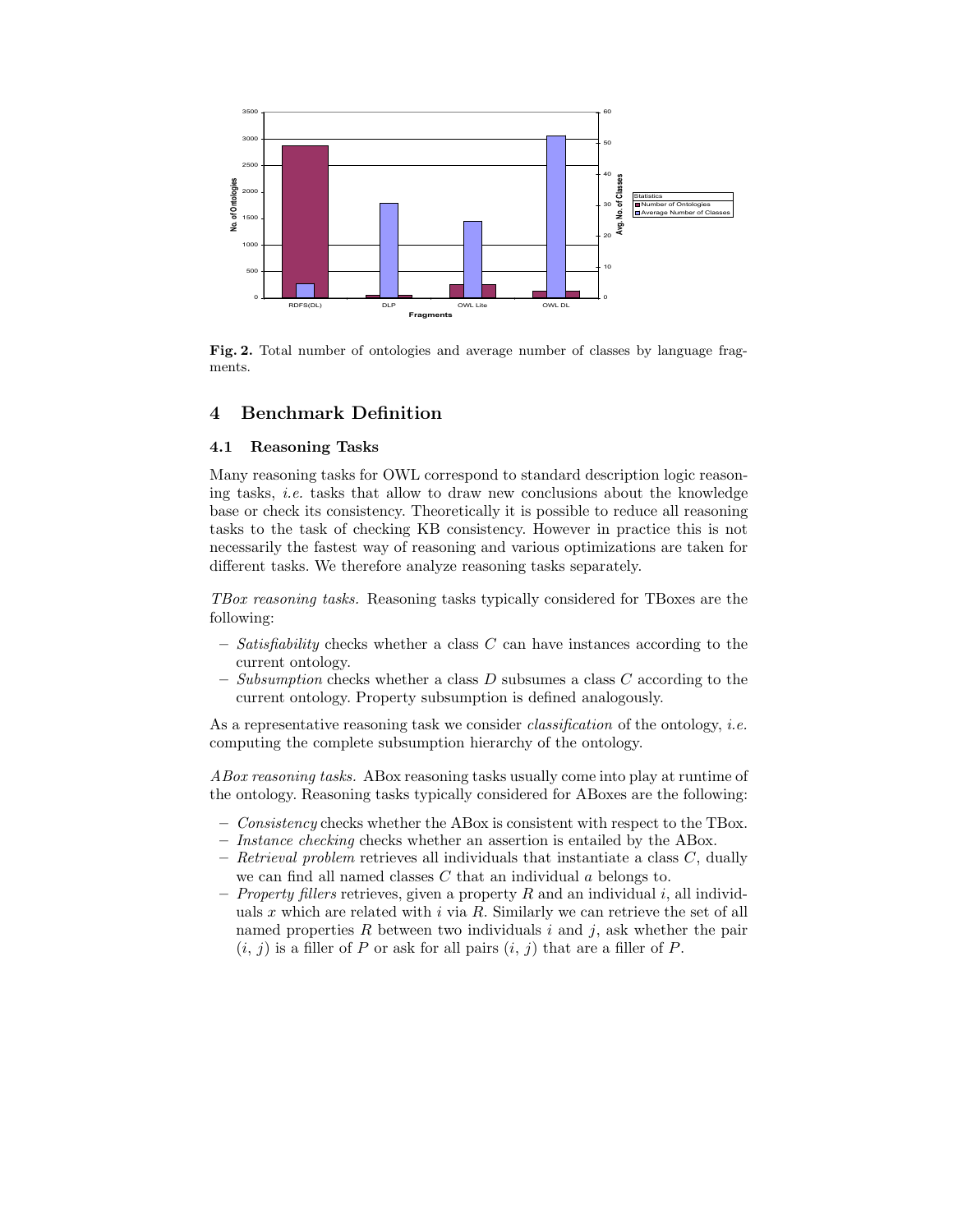**Fig. 2.** Total number of ontologies and average number of classes by language fragments.

## 4 Benchmark Definition

### 4.1 Reasoning Tasks

Many reasoning tasks for OWL correspond to standard description logic reasoning tasks, *i.e.* tasks that allow to draw new conclusions about the knowledge base or check its consistency. Theoretically it is possible to reduce all reasoning tasks to the task of checking KB consistency. However in practice this is not necessarily the fastest way of reasoning and various optimizations are taken for different tasks. We therefore analyze reasoning tasks separately.

*TBox reasoning tasks.* Reasoning tasks typically considered for TBoxes are the following:

- *Satisfiability* checks whether a class $C$ can have instances according to the current ontology.
- *Subsumption* checks whether a class $D$ subsumes a class $C$ according to the current ontology. Property subsumption is defined analogously.

As a representative reasoning task we consider *classification* of the ontology, *i.e.* computing the complete subsumption hierarchy of the ontology.

*ABox reasoning tasks.* ABox reasoning tasks usually come into play at runtime of the ontology. Reasoning tasks typically considered for ABoxes are the following:

- *Consistency* checks whether the ABox is consistent with respect to the TBox.
- *Instance checking* checks whether an assertion is entailed by the ABox.
- *Retrieval problem* retrieves all individuals that instantiate a class $C$, dually we can find all named classes $C$ that an individual $a$ belongs to.
- *Property fillers* retrieves, given a property $R$ and an individual $i$, all individuals $x$ which are related with $i$ via $R$. Similarly we can retrieve the set of all named properties $R$ between two individuals $i$ and $j$, ask whether the pair $(i, j)$ is a filler of $P$ or ask for all pairs $(i, j)$ that are a filler of $P$.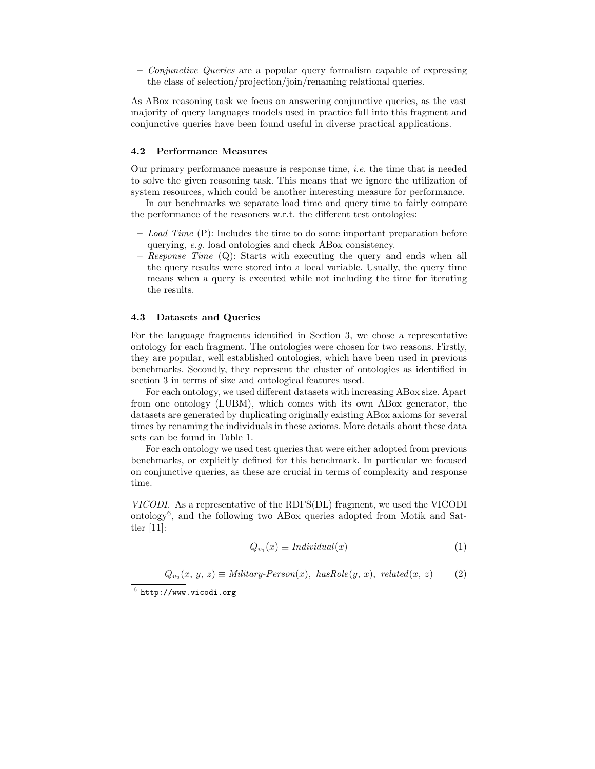– *Conjunctive Queries* are a popular query formalism capable of expressing the class of selection/projection/join/renaming relational queries.

As ABox reasoning task we focus on answering conjunctive queries, as the vast majority of query languages models used in practice fall into this fragment and conjunctive queries have been found useful in diverse practical applications.

### 4.2 Performance Measures

Our primary performance measure is response time, *i.e.* the time that is needed to solve the given reasoning task. This means that we ignore the utilization of system resources, which could be another interesting measure for performance.

In our benchmarks we separate load time and query time to fairly compare the performance of the reasoners w.r.t. the different test ontologies:

– *Load Time* (P): Includes the time to do some important preparation before querying, *e.g.* load ontologies and check ABox consistency.
– *Response Time* (Q): Starts with executing the query and ends when all the query results were stored into a local variable. Usually, the query time means when a query is executed while not including the time for iterating the results.

### 4.3 Datasets and Queries

For the language fragments identified in Section 3, we chose a representative ontology for each fragment. The ontologies were chosen for two reasons. Firstly, they are popular, well established ontologies, which have been used in previous benchmarks. Secondly, they represent the cluster of ontologies as identified in section 3 in terms of size and ontological features used.

For each ontology, we used different datasets with increasing ABox size. Apart from one ontology (LUBM), which comes with its own ABox generator, the datasets are generated by duplicating originally existing ABox axioms for several times by renaming the individuals in these axioms. More details about these data sets can be found in Table 1.

For each ontology we used test queries that were either adopted from previous benchmarks, or explicitly defined for this benchmark. In particular we focused on conjunctive queries, as these are crucial in terms of complexity and response time.

*VICODI.* As a representative of the RDFS(DL) fragment, we used the VICODI ontology[6], and the following two ABox queries adopted from Motik and Sattler [11]:

$$Q_{v_1}(x) \equiv \mathit{Individual}(x) \tag{1}$$

$$Q_{v_2}(x,\, y,\, z) \equiv \mathit{Military\text{-}Person}(x),\ \mathit{hasRole}(y,\, x),\ \mathit{related}(x,\, z) \tag{2}$$

[6] http://www.vicodi.org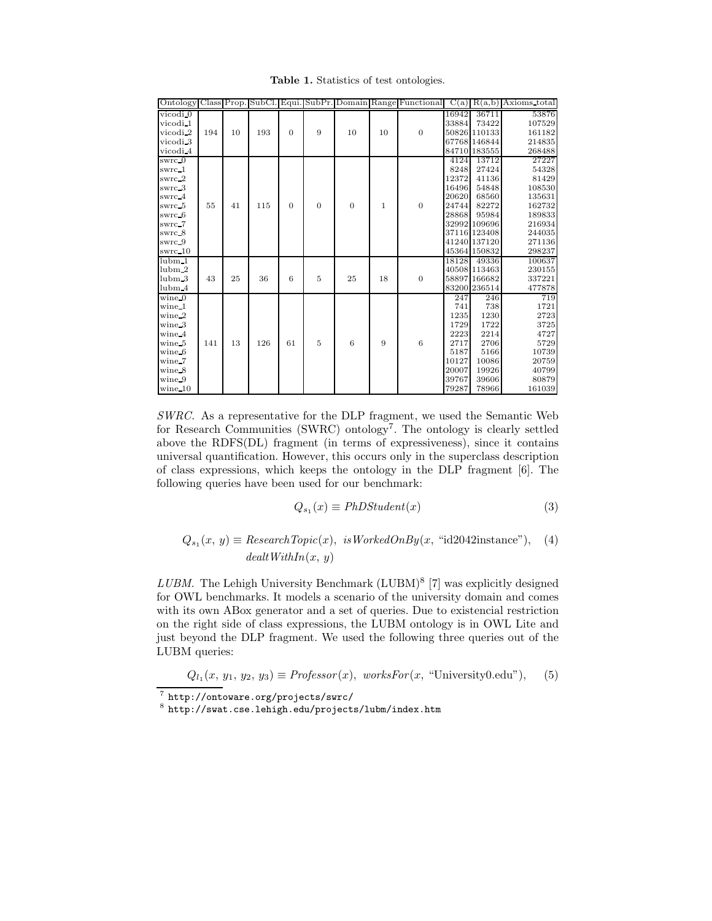**Table 1.** Statistics of test ontologies.

| Ontology | Class | Prop. | SubCl. | Equi. | SubPr. | Domain | Range | Functional | C(a) | R(a,b) | Axioms_total |
|---|---|---|---|---|---|---|---|---|---|---|---|
| vicodi_0 | | | | | | | | | 16942 | 36711 | 53876 |
| vicodi_1 | | | | | | | | | 33884 | 73422 | 107529 |
| vicodi_2 | 194 | 10 | 193 | 0 | 9 | 10 | 10 | 0 | 50826 | 110133 | 161182 |
| vicodi_3 | | | | | | | | | 67768 | 146844 | 214835 |
| vicodi_4 | | | | | | | | | 84710 | 183555 | 268488 |
| swrc_0 | | | | | | | | | 4124 | 13712 | 27227 |
| swrc_1 | | | | | | | | | 8248 | 27424 | 54328 |
| swrc_2 | | | | | | | | | 12372 | 41136 | 81429 |
| swrc_3 | | | | | | | | | 16496 | 54848 | 108530 |
| swrc_4 | | | | | | | | | 20620 | 68560 | 135631 |
| swrc_5 | 55 | 41 | 115 | 0 | 0 | 0 | 1 | 0 | 24744 | 82272 | 162732 |
| swrc_6 | | | | | | | | | 28868 | 95984 | 189833 |
| swrc_7 | | | | | | | | | 32992 | 109696 | 216934 |
| swrc_8 | | | | | | | | | 37116 | 123408 | 244035 |
| swrc_9 | | | | | | | | | 41240 | 137120 | 271136 |
| swrc_10 | | | | | | | | | 45364 | 150832 | 298237 |
| lubm_1 | | | | | | | | | 18128 | 49336 | 100637 |
| lubm_2 | | | | | | | | | 40508 | 113463 | 230155 |
| lubm_3 | 43 | 25 | 36 | 6 | 5 | 25 | 18 | 0 | 58897 | 166682 | 337221 |
| lubm_4 | | | | | | | | | 83200 | 236514 | 477878 |
| wine_0 | | | | | | | | | 247 | 246 | 719 |
| wine_1 | | | | | | | | | 741 | 738 | 1721 |
| wine_2 | | | | | | | | | 1235 | 1230 | 2723 |
| wine_3 | | | | | | | | | 1729 | 1722 | 3725 |
| wine_4 | | | | | | | | | 2223 | 2214 | 4727 |
| wine_5 | 141 | 13 | 126 | 61 | 5 | 6 | 9 | 6 | 2717 | 2706 | 5729 |
| wine_6 | | | | | | | | | 5187 | 5166 | 10739 |
| wine_7 | | | | | | | | | 10127 | 10086 | 20759 |
| wine_8 | | | | | | | | | 20007 | 19926 | 40799 |
| wine_9 | | | | | | | | | 39767 | 39606 | 80879 |
| wine_10 | | | | | | | | | 79287 | 78966 | 161039 |

*SWRC.* As a representative for the DLP fragment, we used the Semantic Web for Research Communities (SWRC) ontology[7]. The ontology is clearly settled above the RDFS(DL) fragment (in terms of expressiveness), since it contains universal quantification. However, this occurs only in the superclass description of class expressions, which keeps the ontology in the DLP fragment [6]. The following queries have been used for our benchmark:

$$Q_{s_1}(x) \equiv PhDStudent(x) \tag{3}$$

$$Q_{s_1}(x,\, y) \equiv ResearchTopic(x),\ isWorkedOnBy(x, \text{“id2042instance”}),\ dealtWithIn(x,\, y) \tag{4}$$

*LUBM.* The Lehigh University Benchmark (LUBM)[8] [7] was explicitly designed for OWL benchmarks. It models a scenario of the university domain and comes with its own ABox generator and a set of queries. Due to existencial restriction on the right side of class expressions, the LUBM ontology is in OWL Lite and just beyond the DLP fragment. We used the following three queries out of the LUBM queries:

$$Q_{l_1}(x,\, y_1,\, y_2,\, y_3) \equiv Professor(x),\ worksFor(x, \text{“University0.edu”}), \tag{5}$$

[7] http://ontoware.org/projects/swrc/

[8] http://swat.cse.lehigh.edu/projects/lubm/index.htm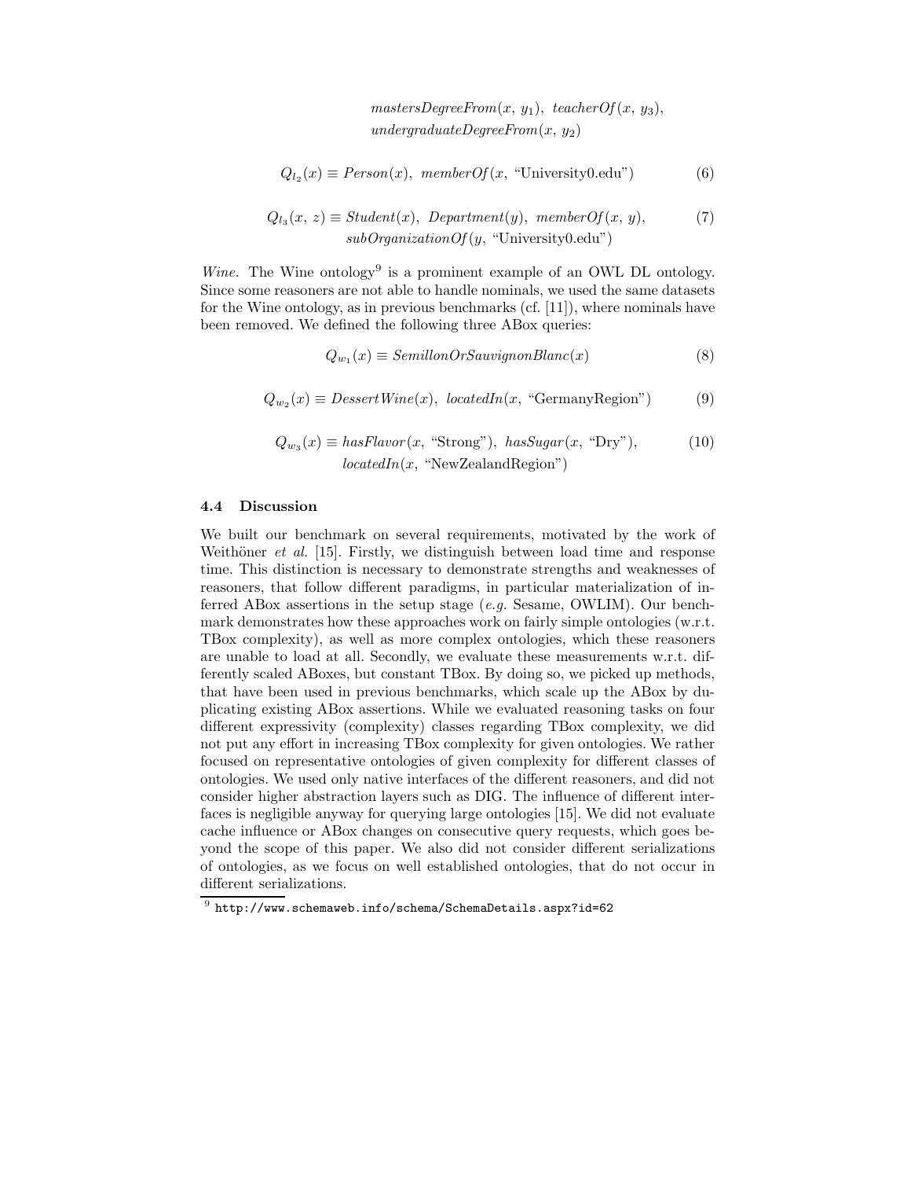$$mastersDegreeFrom(x,\ y_1),\ teacherOf(x,\ y_3),$$
$$undergraduateDegreeFrom(x,\ y_2)$$

$$Q_{l_2}(x) \equiv Person(x),\ memberOf(x,\ \text{"University0.edu"}) \tag{6}$$

$$Q_{l_3}(x,\ z) \equiv Student(x),\ Department(y),\ memberOf(x,\ y), \tag{7}$$
$$subOrganizationOf(y,\ \text{"University0.edu"})$$

*Wine.* The Wine ontology[9] is a prominent example of an OWL DL ontology. Since some reasoners are not able to handle nominals, we used the same datasets for the Wine ontology, as in previous benchmarks (cf. [11]), where nominals have been removed. We defined the following three ABox queries:

$$Q_{w_1}(x) \equiv SemillonOrSauvignonBlanc(x) \tag{8}$$

$$Q_{w_2}(x) \equiv DessertWine(x),\ locatedIn(x,\ \text{"GermanyRegion"}) \tag{9}$$

$$Q_{w_3}(x) \equiv hasFlavor(x,\ \text{"Strong"}),\ hasSugar(x,\ \text{"Dry"}), \tag{10}$$
$$locatedIn(x,\ \text{"NewZealandRegion"})$$

### 4.4 Discussion

We built our benchmark on several requirements, motivated by the work of Weithöner *et al.* [15]. Firstly, we distinguish between load time and response time. This distinction is necessary to demonstrate strengths and weaknesses of reasoners, that follow different paradigms, in particular materialization of inferred ABox assertions in the setup stage (*e.g.* Sesame, OWLIM). Our benchmark demonstrates how these approaches work on fairly simple ontologies (w.r.t. TBox complexity), as well as more complex ontologies, which these reasoners are unable to load at all. Secondly, we evaluate these measurements w.r.t. differently scaled ABoxes, but constant TBox. By doing so, we picked up methods, that have been used in previous benchmarks, which scale up the ABox by duplicating existing ABox assertions. While we evaluated reasoning tasks on four different expressivity (complexity) classes regarding TBox complexity, we did not put any effort in increasing TBox complexity for given ontologies. We rather focused on representative ontologies of given complexity for different classes of ontologies. We used only native interfaces of the different reasoners, and did not consider higher abstraction layers such as DIG. The influence of different interfaces is negligible anyway for querying large ontologies [15]. We did not evaluate cache influence or ABox changes on consecutive query requests, which goes beyond the scope of this paper. We also did not consider different serializations of ontologies, as we focus on well established ontologies, that do not occur in different serializations.

[9] http://www.schemaweb.info/schema/SchemaDetails.aspx?id=62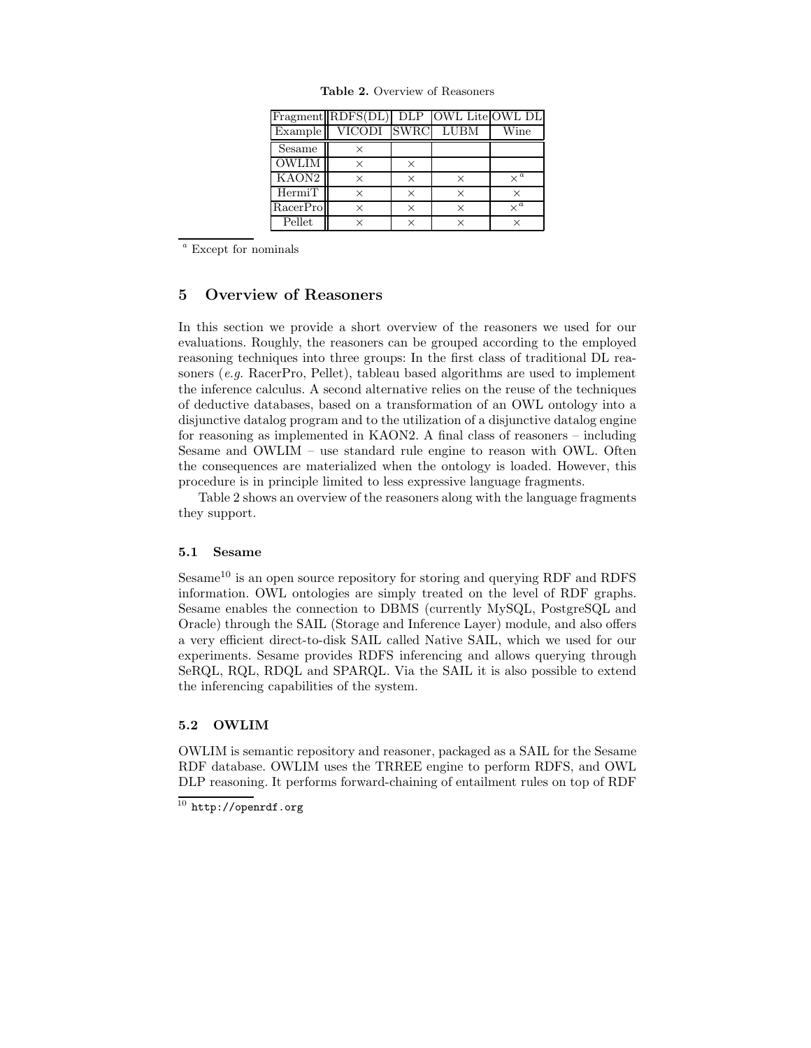**Table 2.** Overview of Reasoners

| Fragment | RDFS(DL) | DLP | OWL Lite | OWL DL |
|---|---|---|---|---|
| Example | VICODI | SWRC | LUBM | Wine |
| Sesame | × | | | |
| OWLIM | × | × | | |
| KAON2 | × | × | × | ×[a] |
| HermiT | × | × | × | × |
| RacerPro | × | × | × | ×[a] |
| Pellet | × | × | × | × |

[a] Except for nominals

## 5 Overview of Reasoners

In this section we provide a short overview of the reasoners we used for our evaluations. Roughly, the reasoners can be grouped according to the employed reasoning techniques into three groups: In the first class of traditional DL reasoners (*e.g.* RacerPro, Pellet), tableau based algorithms are used to implement the inference calculus. A second alternative relies on the reuse of the techniques of deductive databases, based on a transformation of an OWL ontology into a disjunctive datalog program and to the utilization of a disjunctive datalog engine for reasoning as implemented in KAON2. A final class of reasoners – including Sesame and OWLIM – use standard rule engine to reason with OWL. Often the consequences are materialized when the ontology is loaded. However, this procedure is in principle limited to less expressive language fragments.

Table 2 shows an overview of the reasoners along with the language fragments they support.

### 5.1 Sesame

Sesame[10] is an open source repository for storing and querying RDF and RDFS information. OWL ontologies are simply treated on the level of RDF graphs. Sesame enables the connection to DBMS (currently MySQL, PostgreSQL and Oracle) through the SAIL (Storage and Inference Layer) module, and also offers a very efficient direct-to-disk SAIL called Native SAIL, which we used for our experiments. Sesame provides RDFS inferencing and allows querying through SeRQL, RQL, RDQL and SPARQL. Via the SAIL it is also possible to extend the inferencing capabilities of the system.

### 5.2 OWLIM

OWLIM is semantic repository and reasoner, packaged as a SAIL for the Sesame RDF database. OWLIM uses the TRREE engine to perform RDFS, and OWL DLP reasoning. It performs forward-chaining of entailment rules on top of RDF

[10] `http://openrdf.org`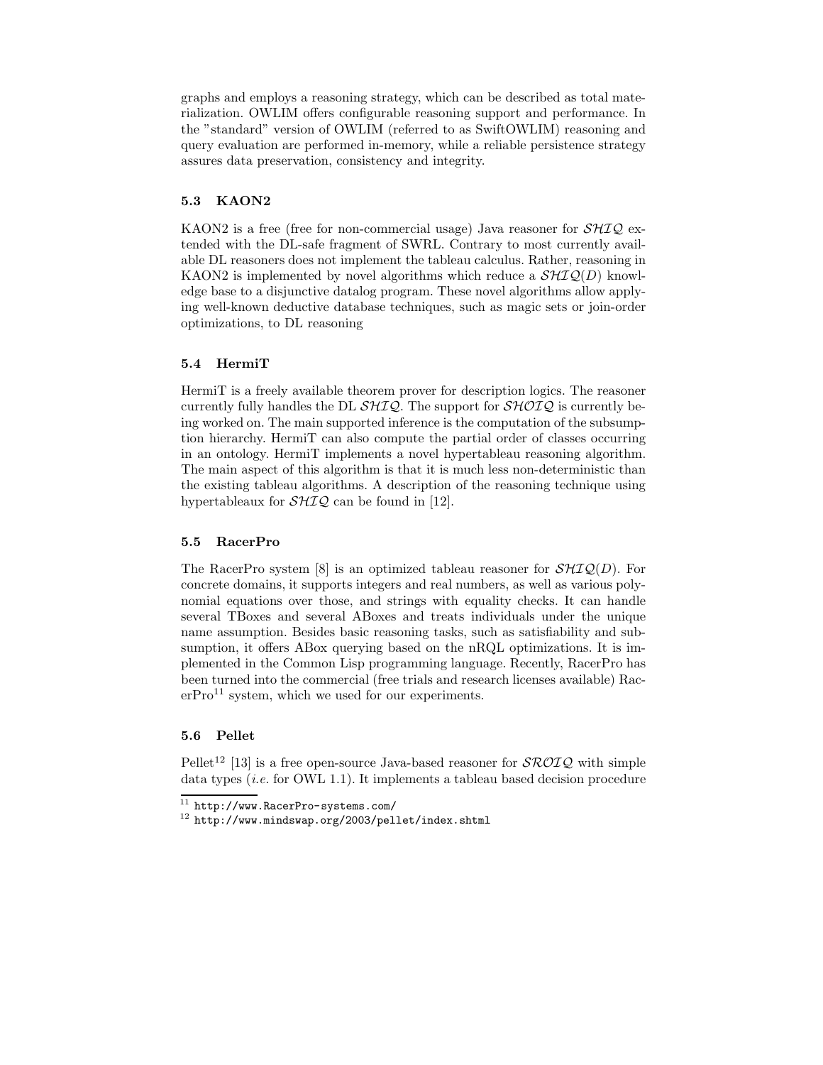graphs and employs a reasoning strategy, which can be described as total materialization. OWLIM offers configurable reasoning support and performance. In the "standard" version of OWLIM (referred to as SwiftOWLIM) reasoning and query evaluation are performed in-memory, while a reliable persistence strategy assures data preservation, consistency and integrity.

### 5.3 KAON2

KAON2 is a free (free for non-commercial usage) Java reasoner for $\mathcal{SHIQ}$ extended with the DL-safe fragment of SWRL. Contrary to most currently available DL reasoners does not implement the tableau calculus. Rather, reasoning in KAON2 is implemented by novel algorithms which reduce a $\mathcal{SHIQ}(D)$ knowledge base to a disjunctive datalog program. These novel algorithms allow applying well-known deductive database techniques, such as magic sets or join-order optimizations, to DL reasoning

### 5.4 HermiT

HermiT is a freely available theorem prover for description logics. The reasoner currently fully handles the DL $\mathcal{SHIQ}$. The support for $\mathcal{SHOIQ}$ is currently being worked on. The main supported inference is the computation of the subsumption hierarchy. HermiT can also compute the partial order of classes occurring in an ontology. HermiT implements a novel hypertableau reasoning algorithm. The main aspect of this algorithm is that it is much less non-deterministic than the existing tableau algorithms. A description of the reasoning technique using hypertableaux for $\mathcal{SHIQ}$ can be found in [12].

### 5.5 RacerPro

The RacerPro system [8] is an optimized tableau reasoner for $\mathcal{SHIQ}(D)$. For concrete domains, it supports integers and real numbers, as well as various polynomial equations over those, and strings with equality checks. It can handle several TBoxes and several ABoxes and treats individuals under the unique name assumption. Besides basic reasoning tasks, such as satisfiability and subsumption, it offers ABox querying based on the nRQL optimizations. It is implemented in the Common Lisp programming language. Recently, RacerPro has been turned into the commercial (free trials and research licenses available) RacerPro[11] system, which we used for our experiments.

### 5.6 Pellet

Pellet[12] [13] is a free open-source Java-based reasoner for $\mathcal{SROIQ}$ with simple data types (*i.e.* for OWL 1.1). It implements a tableau based decision procedure

---

[11] http://www.RacerPro-systems.com/

[12] http://www.mindswap.org/2003/pellet/index.shtml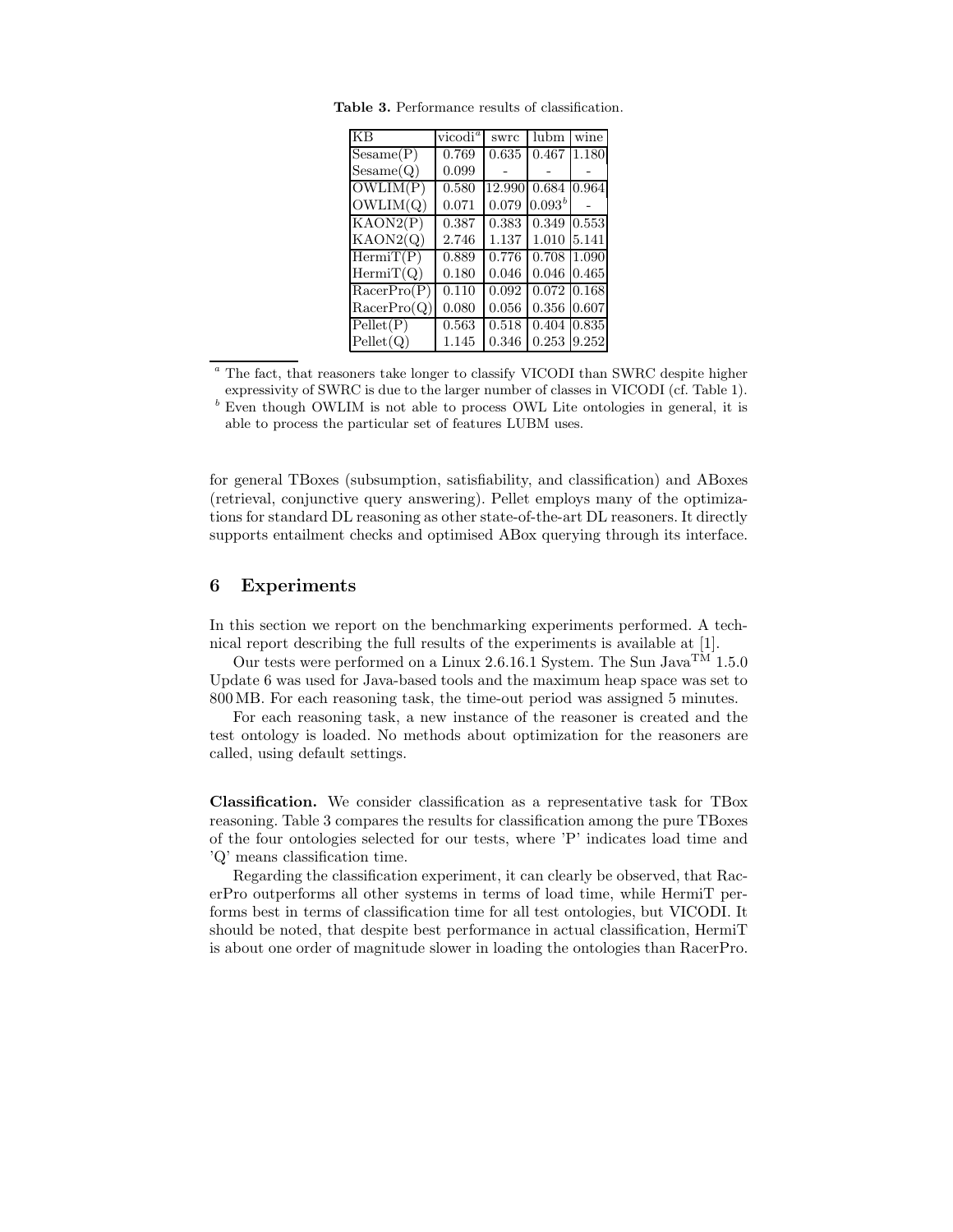**Table 3.** Performance results of classification.

| KB | vicodi[a] | swrc | lubm | wine |
|---|---|---|---|---|
| Sesame(P) | 0.769 | 0.635 | 0.467 | 1.180 |
| Sesame(Q) | 0.099 | - | - | - |
| OWLIM(P) | 0.580 | 12.990 | 0.684 | 0.964 |
| OWLIM(Q) | 0.071 | 0.079 | 0.093[b] | - |
| KAON2(P) | 0.387 | 0.383 | 0.349 | 0.553 |
| KAON2(Q) | 2.746 | 1.137 | 1.010 | 5.141 |
| HermiT(P) | 0.889 | 0.776 | 0.708 | 1.090 |
| HermiT(Q) | 0.180 | 0.046 | 0.046 | 0.465 |
| RacerPro(P) | 0.110 | 0.092 | 0.072 | 0.168 |
| RacerPro(Q) | 0.080 | 0.056 | 0.356 | 0.607 |
| Pellet(P) | 0.563 | 0.518 | 0.404 | 0.835 |
| Pellet(Q) | 1.145 | 0.346 | 0.253 | 9.252 |

[a] The fact, that reasoners take longer to classify VICODI than SWRC despite higher expressivity of SWRC is due to the larger number of classes in VICODI (cf. Table 1).

[b] Even though OWLIM is not able to process OWL Lite ontologies in general, it is able to process the particular set of features LUBM uses.

for general TBoxes (subsumption, satisfiability, and classification) and ABoxes (retrieval, conjunctive query answering). Pellet employs many of the optimizations for standard DL reasoning as other state-of-the-art DL reasoners. It directly supports entailment checks and optimised ABox querying through its interface.

## 6 Experiments

In this section we report on the benchmarking experiments performed. A technical report describing the full results of the experiments is available at [1].

Our tests were performed on a Linux 2.6.16.1 System. The Sun Java™ 1.5.0 Update 6 was used for Java-based tools and the maximum heap space was set to 800 MB. For each reasoning task, the time-out period was assigned 5 minutes.

For each reasoning task, a new instance of the reasoner is created and the test ontology is loaded. No methods about optimization for the reasoners are called, using default settings.

**Classification.** We consider classification as a representative task for TBox reasoning. Table 3 compares the results for classification among the pure TBoxes of the four ontologies selected for our tests, where 'P' indicates load time and 'Q' means classification time.

Regarding the classification experiment, it can clearly be observed, that RacerPro outperforms all other systems in terms of load time, while HermiT performs best in terms of classification time for all test ontologies, but VICODI. It should be noted, that despite best performance in actual classification, HermiT is about one order of magnitude slower in loading the ontologies than RacerPro.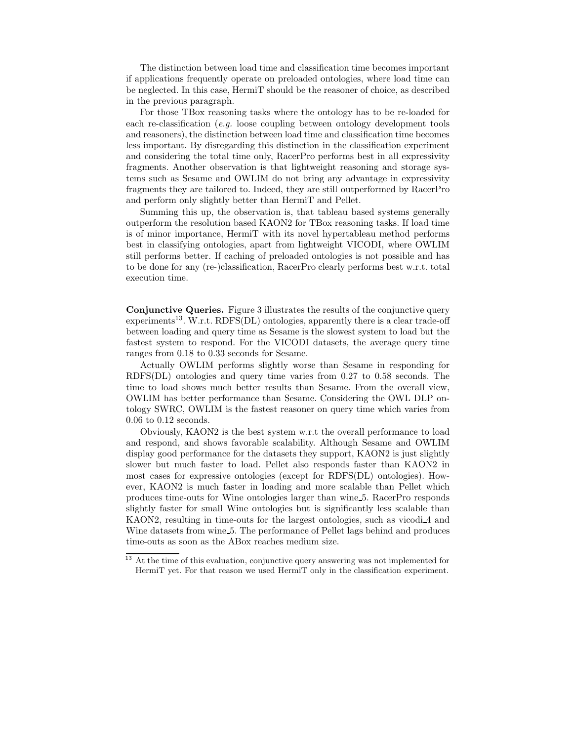The distinction between load time and classification time becomes important if applications frequently operate on preloaded ontologies, where load time can be neglected. In this case, HermiT should be the reasoner of choice, as described in the previous paragraph.

For those TBox reasoning tasks where the ontology has to be re-loaded for each re-classification (*e.g.* loose coupling between ontology development tools and reasoners), the distinction between load time and classification time becomes less important. By disregarding this distinction in the classification experiment and considering the total time only, RacerPro performs best in all expressivity fragments. Another observation is that lightweight reasoning and storage systems such as Sesame and OWLIM do not bring any advantage in expressivity fragments they are tailored to. Indeed, they are still outperformed by RacerPro and perform only slightly better than HermiT and Pellet.

Summing this up, the observation is, that tableau based systems generally outperform the resolution based KAON2 for TBox reasoning tasks. If load time is of minor importance, HermiT with its novel hypertableau method performs best in classifying ontologies, apart from lightweight VICODI, where OWLIM still performs better. If caching of preloaded ontologies is not possible and has to be done for any (re-)classification, RacerPro clearly performs best w.r.t. total execution time.

**Conjunctive Queries.** Figure 3 illustrates the results of the conjunctive query experiments[13]. W.r.t. RDFS(DL) ontologies, apparently there is a clear trade-off between loading and query time as Sesame is the slowest system to load but the fastest system to respond. For the VICODI datasets, the average query time ranges from 0.18 to 0.33 seconds for Sesame.

Actually OWLIM performs slightly worse than Sesame in responding for RDFS(DL) ontologies and query time varies from 0.27 to 0.58 seconds. The time to load shows much better results than Sesame. From the overall view, OWLIM has better performance than Sesame. Considering the OWL DLP ontology SWRC, OWLIM is the fastest reasoner on query time which varies from 0.06 to 0.12 seconds.

Obviously, KAON2 is the best system w.r.t the overall performance to load and respond, and shows favorable scalability. Although Sesame and OWLIM display good performance for the datasets they support, KAON2 is just slightly slower but much faster to load. Pellet also responds faster than KAON2 in most cases for expressive ontologies (except for RDFS(DL) ontologies). However, KAON2 is much faster in loading and more scalable than Pellet which produces time-outs for Wine ontologies larger than wine_5. RacerPro responds slightly faster for small Wine ontologies but is significantly less scalable than KAON2, resulting in time-outs for the largest ontologies, such as vicodi_4 and Wine datasets from wine_5. The performance of Pellet lags behind and produces time-outs as soon as the ABox reaches medium size.

[13] At the time of this evaluation, conjunctive query answering was not implemented for HermiT yet. For that reason we used HermiT only in the classification experiment.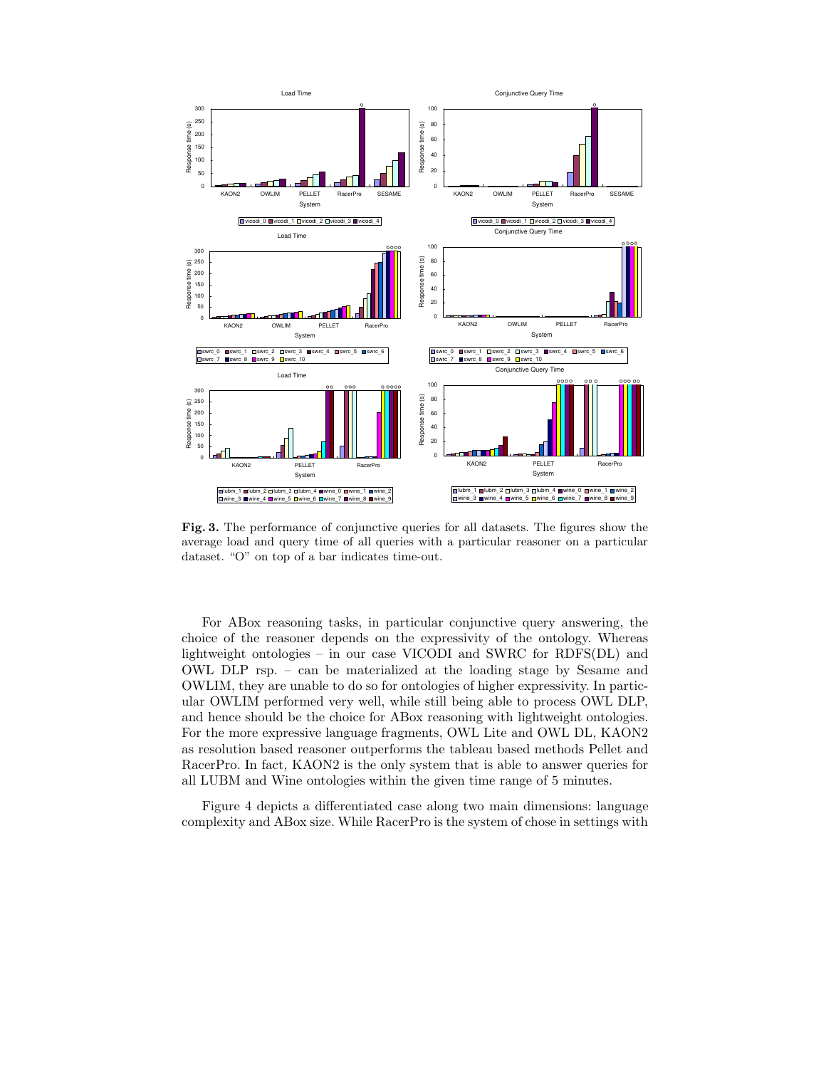**Fig. 3.** The performance of conjunctive queries for all datasets. The figures show the average load and query time of all queries with a particular reasoner on a particular dataset. "O" on top of a bar indicates time-out.

For ABox reasoning tasks, in particular conjunctive query answering, the choice of the reasoner depends on the expressivity of the ontology. Whereas lightweight ontologies – in our case VICODI and SWRC for RDFS(DL) and OWL DLP rsp. – can be materialized at the loading stage by Sesame and OWLIM, they are unable to do so for ontologies of higher expressivity. In particular OWLIM performed very well, while still being able to process OWL DLP, and hence should be the choice for ABox reasoning with lightweight ontologies. For the more expressive language fragments, OWL Lite and OWL DL, KAON2 as resolution based reasoner outperforms the tableau based methods Pellet and RacerPro. In fact, KAON2 is the only system that is able to answer queries for all LUBM and Wine ontologies within the given time range of 5 minutes.

Figure 4 depicts a differentiated case along two main dimensions: language complexity and ABox size. While RacerPro is the system of chose in settings with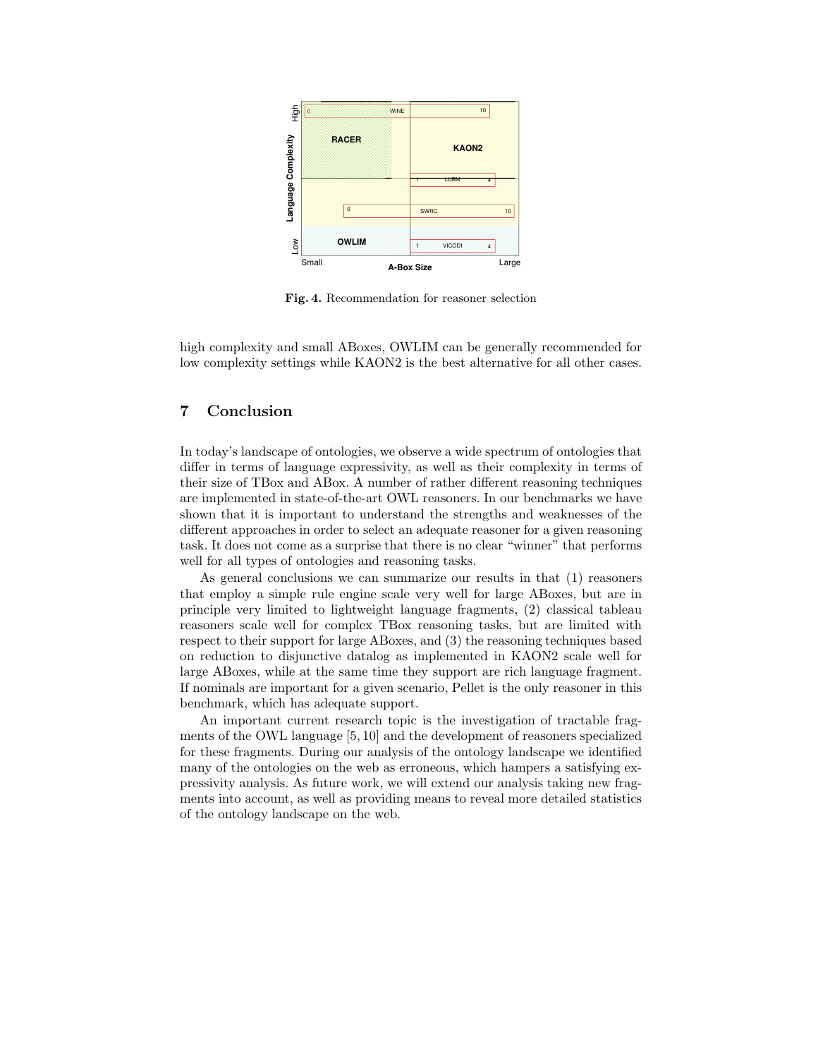**Fig. 4.** Recommendation for reasoner selection

high complexity and small ABoxes, OWLIM can be generally recommended for low complexity settings while KAON2 is the best alternative for all other cases.

## 7 Conclusion

In today's landscape of ontologies, we observe a wide spectrum of ontologies that differ in terms of language expressivity, as well as their complexity in terms of their size of TBox and ABox. A number of rather different reasoning techniques are implemented in state-of-the-art OWL reasoners. In our benchmarks we have shown that it is important to understand the strengths and weaknesses of the different approaches in order to select an adequate reasoner for a given reasoning task. It does not come as a surprise that there is no clear "winner" that performs well for all types of ontologies and reasoning tasks.

As general conclusions we can summarize our results in that (1) reasoners that employ a simple rule engine scale very well for large ABoxes, but are in principle very limited to lightweight language fragments, (2) classical tableau reasoners scale well for complex TBox reasoning tasks, but are limited with respect to their support for large ABoxes, and (3) the reasoning techniques based on reduction to disjunctive datalog as implemented in KAON2 scale well for large ABoxes, while at the same time they support are rich language fragment. If nominals are important for a given scenario, Pellet is the only reasoner in this benchmark, which has adequate support.

An important current research topic is the investigation of tractable fragments of the OWL language [5, 10] and the development of reasoners specialized for these fragments. During our analysis of the ontology landscape we identified many of the ontologies on the web as erroneous, which hampers a satisfying expressivity analysis. As future work, we will extend our analysis taking new fragments into account, as well as providing means to reveal more detailed statistics of the ontology landscape on the web.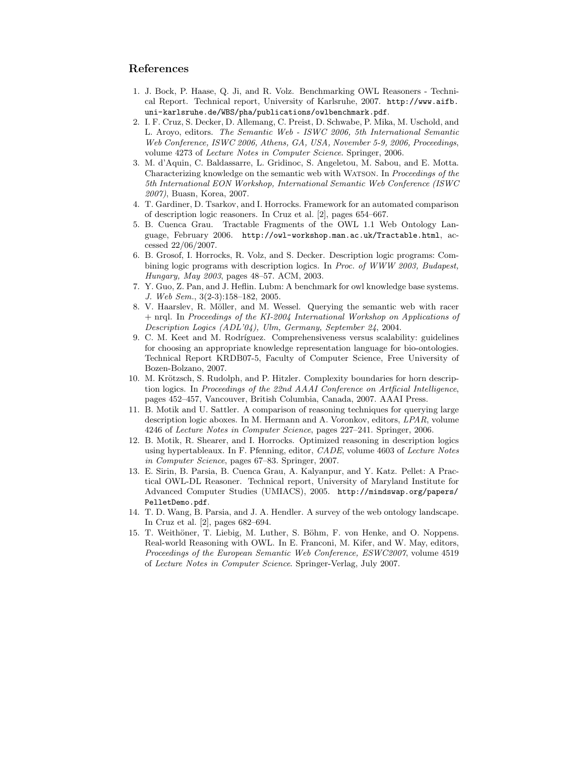## References

1. J. Bock, P. Haase, Q. Ji, and R. Volz. Benchmarking OWL Reasoners - Technical Report. Technical report, University of Karlsruhe, 2007. `http://www.aifb.uni-karlsruhe.de/WBS/pha/publications/owlbenchmark.pdf`.
2. I. F. Cruz, S. Decker, D. Allemang, C. Preist, D. Schwabe, P. Mika, M. Uschold, and L. Aroyo, editors. *The Semantic Web - ISWC 2006, 5th International Semantic Web Conference, ISWC 2006, Athens, GA, USA, November 5-9, 2006, Proceedings*, volume 4273 of *Lecture Notes in Computer Science*. Springer, 2006.
3. M. d'Aquin, C. Baldassarre, L. Gridinoc, S. Angeletou, M. Sabou, and E. Motta. Characterizing knowledge on the semantic web with Watson. In *Proceedings of the 5th International EON Workshop, International Semantic Web Conference (ISWC 2007)*, Buasn, Korea, 2007.
4. T. Gardiner, D. Tsarkov, and I. Horrocks. Framework for an automated comparison of description logic reasoners. In Cruz et al. [2], pages 654–667.
5. B. Cuenca Grau. Tractable Fragments of the OWL 1.1 Web Ontology Language, February 2006. `http://owl-workshop.man.ac.uk/Tractable.html`, accessed 22/06/2007.
6. B. Grosof, I. Horrocks, R. Volz, and S. Decker. Description logic programs: Combining logic programs with description logics. In *Proc. of WWW 2003, Budapest, Hungary, May 2003*, pages 48–57. ACM, 2003.
7. Y. Guo, Z. Pan, and J. Heflin. Lubm: A benchmark for owl knowledge base systems. *J. Web Sem.*, 3(2-3):158–182, 2005.
8. V. Haarslev, R. Möller, and M. Wessel. Querying the semantic web with racer + nrql. In *Proceedings of the KI-2004 International Workshop on Applications of Description Logics (ADL'04), Ulm, Germany, September 24*, 2004.
9. C. M. Keet and M. Rodríguez. Comprehensiveness versus scalability: guidelines for choosing an appropriate knowledge representation language for bio-ontologies. Technical Report KRDB07-5, Faculty of Computer Science, Free University of Bozen-Bolzano, 2007.
10. M. Krötzsch, S. Rudolph, and P. Hitzler. Complexity boundaries for horn description logics. In *Proceedings of the 22nd AAAI Conference on Artficial Intelligence*, pages 452–457, Vancouver, British Columbia, Canada, 2007. AAAI Press.
11. B. Motik and U. Sattler. A comparison of reasoning techniques for querying large description logic aboxes. In M. Hermann and A. Voronkov, editors, *LPAR*, volume 4246 of *Lecture Notes in Computer Science*, pages 227–241. Springer, 2006.
12. B. Motik, R. Shearer, and I. Horrocks. Optimized reasoning in description logics using hypertableaux. In F. Pfenning, editor, *CADE*, volume 4603 of *Lecture Notes in Computer Science*, pages 67–83. Springer, 2007.
13. E. Sirin, B. Parsia, B. Cuenca Grau, A. Kalyanpur, and Y. Katz. Pellet: A Practical OWL-DL Reasoner. Technical report, University of Maryland Institute for Advanced Computer Studies (UMIACS), 2005. `http://mindswap.org/papers/PelletDemo.pdf`.
14. T. D. Wang, B. Parsia, and J. A. Hendler. A survey of the web ontology landscape. In Cruz et al. [2], pages 682–694.
15. T. Weithöner, T. Liebig, M. Luther, S. Böhm, F. von Henke, and O. Noppens. Real-world Reasoning with OWL. In E. Franconi, M. Kifer, and W. May, editors, *Proceedings of the European Semantic Web Conference, ESWC2007*, volume 4519 of *Lecture Notes in Computer Science*. Springer-Verlag, July 2007.